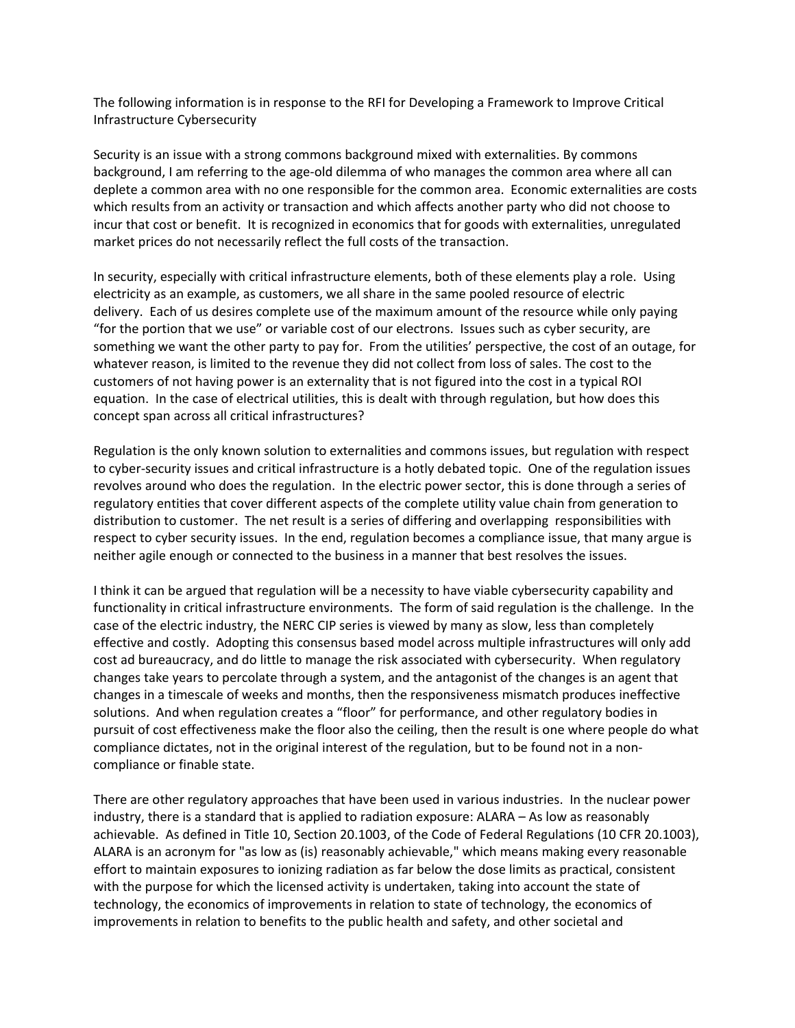The following information is in response to the RFI for Developing a Framework to Improve Critical Infrastructure Cybersecurity

Security is an issue with a strong commons background mixed with externalities. By commons background, I am referring to the age-old dilemma of who manages the common area where all can deplete a common area with no one responsible for the common area. Economic externalities are costs which results from an activity or transaction and which affects another party who did not choose to incur that cost or benefit. It is recognized in economics that for goods with externalities, unregulated market prices do not necessarily reflect the full costs of the transaction.

In security, especially with critical infrastructure elements, both of these elements play a role. Using electricity as an example, as customers, we all share in the same pooled resource of electric delivery. Each of us desires complete use of the maximum amount of the resource while only paying "for the portion that we use" or variable cost of our electrons. Issues such as cyber security, are something we want the other party to pay for. From the utilities' perspective, the cost of an outage, for whatever reason, is limited to the revenue they did not collect from loss of sales. The cost to the customers of not having power is an externality that is not figured into the cost in a typical ROI equation. In the case of electrical utilities, this is dealt with through regulation, but how does this concept span across all critical infrastructures?

Regulation is the only known solution to externalities and commons issues, but regulation with respect to cyber-security issues and critical infrastructure is a hotly debated topic. One of the regulation issues revolves around who does the regulation. In the electric power sector, this is done through a series of regulatory entities that cover different aspects of the complete utility value chain from generation to distribution to customer. The net result is a series of differing and overlapping responsibilities with respect to cyber security issues. In the end, regulation becomes a compliance issue, that many argue is neither agile enough or connected to the business in a manner that best resolves the issues.

I think it can be argued that regulation will be a necessity to have viable cybersecurity capability and functionality in critical infrastructure environments. The form of said regulation is the challenge. In the case of the electric industry, the NERC CIP series is viewed by many as slow, less than completely effective and costly. Adopting this consensus based model across multiple infrastructures will only add cost ad bureaucracy, and do little to manage the risk associated with cybersecurity. When regulatory changes take years to percolate through a system, and the antagonist of the changes is an agent that changes in a timescale of weeks and months, then the responsiveness mismatch produces ineffective solutions. And when regulation creates a "floor" for performance, and other regulatory bodies in pursuit of cost effectiveness make the floor also the ceiling, then the result is one where people do what compliance dictates, not in the original interest of the regulation, but to be found not in a non-compliance or finable state.

There are other regulatory approaches that have been used in various industries. In the nuclear power industry, there is a standard that is applied to radiation exposure: ALARA – As low as reasonably achievable. As defined in Title 10, Section 20.1003, of the Code of Federal Regulations (10 CFR 20.1003), ALARA is an acronym for "as low as (is) reasonably achievable," which means making every reasonable effort to maintain exposures to ionizing radiation as far below the dose limits as practical, consistent with the purpose for which the licensed activity is undertaken, taking into account the state of technology, the economics of improvements in relation to state of technology, the economics of improvements in relation to benefits to the public health and safety, and other societal and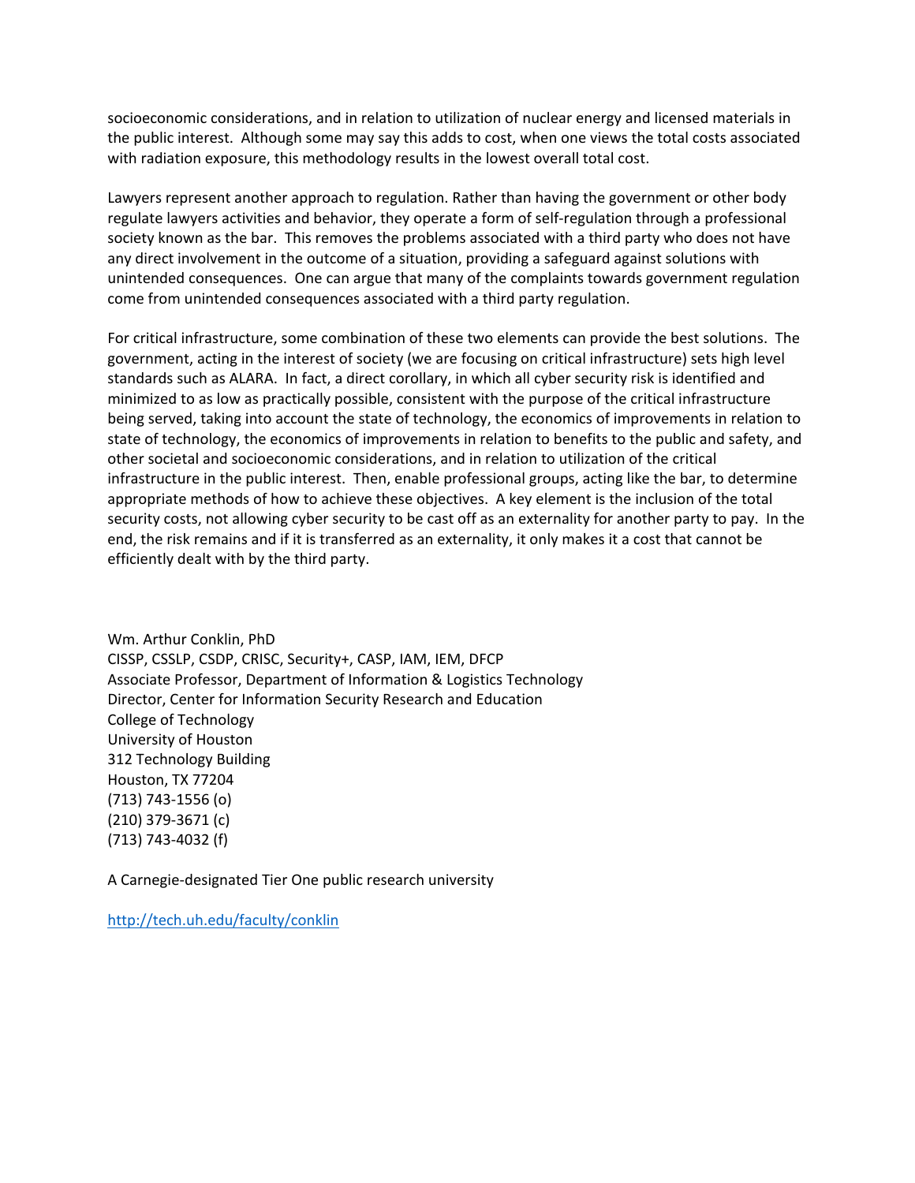socioeconomic considerations, and in relation to utilization of nuclear energy and licensed materials in the public interest. Although some may say this adds to cost, when one views the total costs associated with radiation exposure, this methodology results in the lowest overall total cost.

Lawyers represent another approach to regulation. Rather than having the government or other body regulate lawyers activities and behavior, they operate a form of self-regulation through a professional society known as the bar. This removes the problems associated with a third party who does not have any direct involvement in the outcome of a situation, providing a safeguard against solutions with unintended consequences. One can argue that many of the complaints towards government regulation come from unintended consequences associated with a third party regulation.

For critical infrastructure, some combination of these two elements can provide the best solutions. The government, acting in the interest of society (we are focusing on critical infrastructure) sets high level standards such as ALARA. In fact, a direct corollary, in which all cyber security risk is identified and minimized to as low as practically possible, consistent with the purpose of the critical infrastructure being served, taking into account the state of technology, the economics of improvements in relation to state of technology, the economics of improvements in relation to benefits to the public and safety, and other societal and socioeconomic considerations, and in relation to utilization of the critical infrastructure in the public interest. Then, enable professional groups, acting like the bar, to determine appropriate methods of how to achieve these objectives. A key element is the inclusion of the total security costs, not allowing cyber security to be cast off as an externality for another party to pay. In the end, the risk remains and if it is transferred as an externality, it only makes it a cost that cannot be efficiently dealt with by the third party.

Wm. Arthur Conklin, PhD
CISSP, CSSLP, CSDP, CRISC, Security+, CASP, IAM, IEM, DFCP
Associate Professor, Department of Information & Logistics Technology
Director, Center for Information Security Research and Education
College of Technology
University of Houston
312 Technology Building
Houston, TX 77204
(713) 743-1556 (o)
(210) 379-3671 (c)
(713) 743-4032 (f)

A Carnegie-designated Tier One public research university

http://tech.uh.edu/faculty/conklin